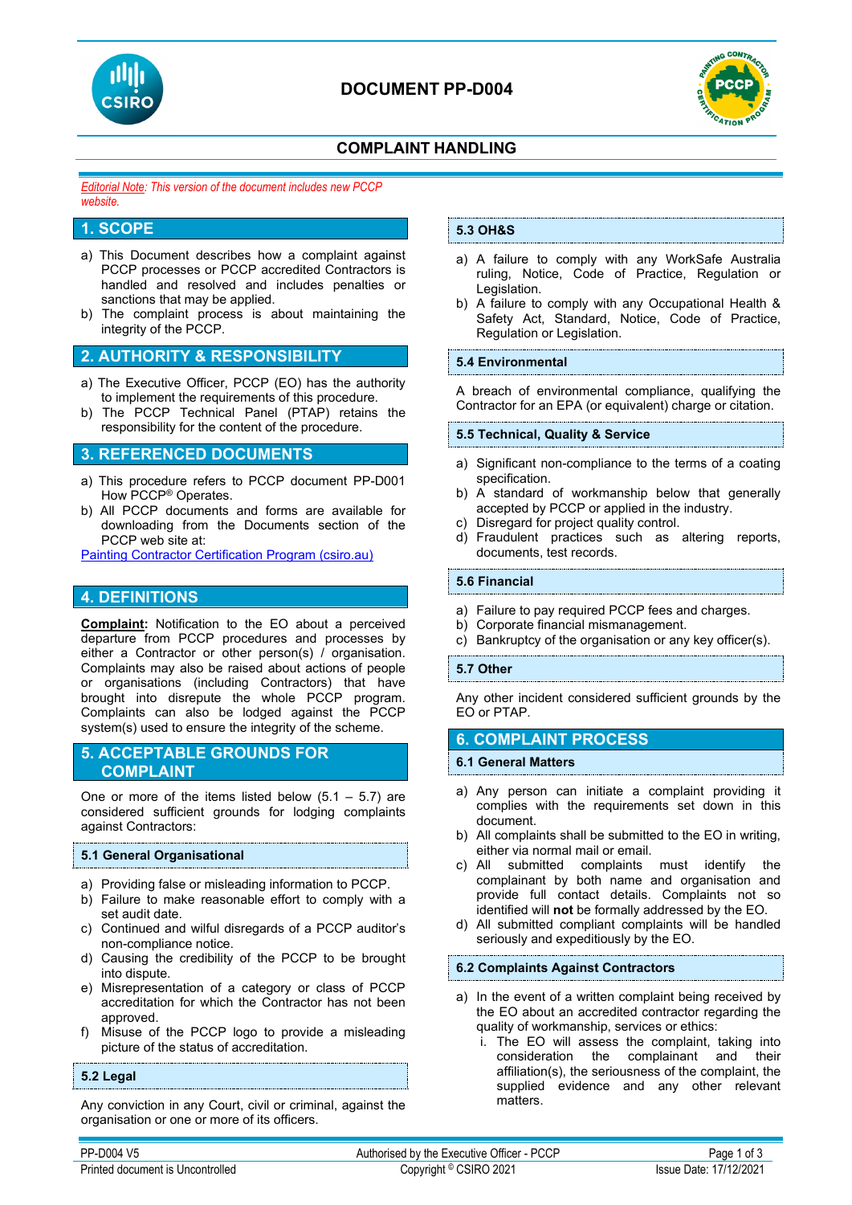# DOCUMENT PP-D004

## COMPLAINT HANDLING

*Editorial Note: This version of the document includes new PCCP website.*

## 1. SCOPE

a) This Document describes how a complaint against PCCP processes or PCCP accredited Contractors is handled and resolved and includes penalties or sanctions that may be applied.
b) The complaint process is about maintaining the integrity of the PCCP.

## 2. AUTHORITY & RESPONSIBILITY

a) The Executive Officer, PCCP (EO) has the authority to implement the requirements of this procedure.
b) The PCCP Technical Panel (PTAP) retains the responsibility for the content of the procedure.

## 3. REFERENCED DOCUMENTS

a) This procedure refers to PCCP document PP-D001 How PCCP® Operates.
b) All PCCP documents and forms are available for downloading from the Documents section of the PCCP web site at:

Painting Contractor Certification Program (csiro.au)

## 4. DEFINITIONS

**Complaint:** Notification to the EO about a perceived departure from PCCP procedures and processes by either a Contractor or other person(s) / organisation. Complaints may also be raised about actions of people or organisations (including Contractors) that have brought into disrepute the whole PCCP program. Complaints can also be lodged against the PCCP system(s) used to ensure the integrity of the scheme.

## 5. ACCEPTABLE GROUNDS FOR COMPLAINT

One or more of the items listed below (5.1 – 5.7) are considered sufficient grounds for lodging complaints against Contractors:

### 5.1 General Organisational

a) Providing false or misleading information to PCCP.
b) Failure to make reasonable effort to comply with a set audit date.
c) Continued and wilful disregards of a PCCP auditor's non-compliance notice.
d) Causing the credibility of the PCCP to be brought into dispute.
e) Misrepresentation of a category or class of PCCP accreditation for which the Contractor has not been approved.
f) Misuse of the PCCP logo to provide a misleading picture of the status of accreditation.

### 5.2 Legal

Any conviction in any Court, civil or criminal, against the organisation or one or more of its officers.

### 5.3 OH&S

a) A failure to comply with any WorkSafe Australia ruling, Notice, Code of Practice, Regulation or Legislation.
b) A failure to comply with any Occupational Health & Safety Act, Standard, Notice, Code of Practice, Regulation or Legislation.

### 5.4 Environmental

A breach of environmental compliance, qualifying the Contractor for an EPA (or equivalent) charge or citation.

### 5.5 Technical, Quality & Service

a) Significant non-compliance to the terms of a coating specification.
b) A standard of workmanship below that generally accepted by PCCP or applied in the industry.
c) Disregard for project quality control.
d) Fraudulent practices such as altering reports, documents, test records.

### 5.6 Financial

a) Failure to pay required PCCP fees and charges.
b) Corporate financial mismanagement.
c) Bankruptcy of the organisation or any key officer(s).

### 5.7 Other

Any other incident considered sufficient grounds by the EO or PTAP.

## 6. COMPLAINT PROCESS

### 6.1 General Matters

a) Any person can initiate a complaint providing it complies with the requirements set down in this document.
b) All complaints shall be submitted to the EO in writing, either via normal mail or email.
c) All submitted complaints must identify the complainant by both name and organisation and provide full contact details. Complaints not so identified will **not** be formally addressed by the EO.
d) All submitted compliant complaints will be handled seriously and expeditiously by the EO.

### 6.2 Complaints Against Contractors

a) In the event of a written complaint being received by the EO about an accredited contractor regarding the quality of workmanship, services or ethics:
   i. The EO will assess the complaint, taking into consideration the complainant and their affiliation(s), the seriousness of the complaint, the supplied evidence and any other relevant matters.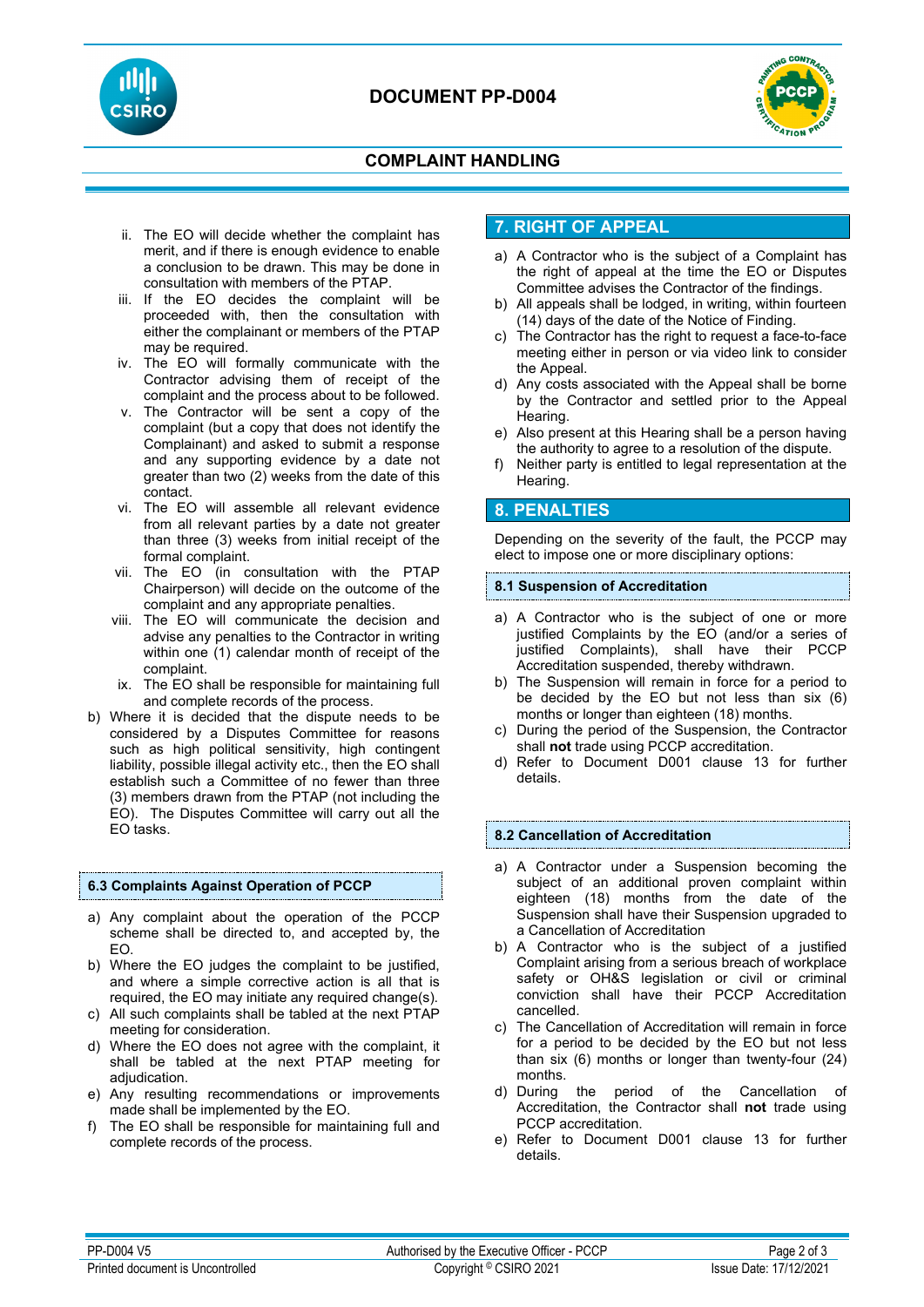ii. The EO will decide whether the complaint has merit, and if there is enough evidence to enable a conclusion to be drawn. This may be done in consultation with members of the PTAP.
iii. If the EO decides the complaint will be proceeded with, then the consultation with either the complainant or members of the PTAP may be required.
iv. The EO will formally communicate with the Contractor advising them of receipt of the complaint and the process about to be followed.
v. The Contractor will be sent a copy of the complaint (but a copy that does not identify the Complainant) and asked to submit a response and any supporting evidence by a date not greater than two (2) weeks from the date of this contact.
vi. The EO will assemble all relevant evidence from all relevant parties by a date not greater than three (3) weeks from initial receipt of the formal complaint.
vii. The EO (in consultation with the PTAP Chairperson) will decide on the outcome of the complaint and any appropriate penalties.
viii. The EO will communicate the decision and advise any penalties to the Contractor in writing within one (1) calendar month of receipt of the complaint.
ix. The EO shall be responsible for maintaining full and complete records of the process.

b) Where it is decided that the dispute needs to be considered by a Disputes Committee for reasons such as high political sensitivity, high contingent liability, possible illegal activity etc., then the EO shall establish such a Committee of no fewer than three (3) members drawn from the PTAP (not including the EO). The Disputes Committee will carry out all the EO tasks.

### 6.3 Complaints Against Operation of PCCP

a) Any complaint about the operation of the PCCP scheme shall be directed to, and accepted by, the EO.
b) Where the EO judges the complaint to be justified, and where a simple corrective action is all that is required, the EO may initiate any required change(s).
c) All such complaints shall be tabled at the next PTAP meeting for consideration.
d) Where the EO does not agree with the complaint, it shall be tabled at the next PTAP meeting for adjudication.
e) Any resulting recommendations or improvements made shall be implemented by the EO.
f) The EO shall be responsible for maintaining full and complete records of the process.

## 7. RIGHT OF APPEAL

a) A Contractor who is the subject of a Complaint has the right of appeal at the time the EO or Disputes Committee advises the Contractor of the findings.
b) All appeals shall be lodged, in writing, within fourteen (14) days of the date of the Notice of Finding.
c) The Contractor has the right to request a face-to-face meeting either in person or via video link to consider the Appeal.
d) Any costs associated with the Appeal shall be borne by the Contractor and settled prior to the Appeal Hearing.
e) Also present at this Hearing shall be a person having the authority to agree to a resolution of the dispute.
f) Neither party is entitled to legal representation at the Hearing.

## 8. PENALTIES

Depending on the severity of the fault, the PCCP may elect to impose one or more disciplinary options:

### 8.1 Suspension of Accreditation

a) A Contractor who is the subject of one or more justified Complaints by the EO (and/or a series of justified Complaints), shall have their PCCP Accreditation suspended, thereby withdrawn.
b) The Suspension will remain in force for a period to be decided by the EO but not less than six (6) months or longer than eighteen (18) months.
c) During the period of the Suspension, the Contractor shall **not** trade using PCCP accreditation.
d) Refer to Document D001 clause 13 for further details.

### 8.2 Cancellation of Accreditation

a) A Contractor under a Suspension becoming the subject of an additional proven complaint within eighteen (18) months from the date of the Suspension shall have their Suspension upgraded to a Cancellation of Accreditation
b) A Contractor who is the subject of a justified Complaint arising from a serious breach of workplace safety or OH&S legislation or civil or criminal conviction shall have their PCCP Accreditation cancelled.
c) The Cancellation of Accreditation will remain in force for a period to be decided by the EO but not less than six (6) months or longer than twenty-four (24) months.
d) During the period of the Cancellation of Accreditation, the Contractor shall **not** trade using PCCP accreditation.
e) Refer to Document D001 clause 13 for further details.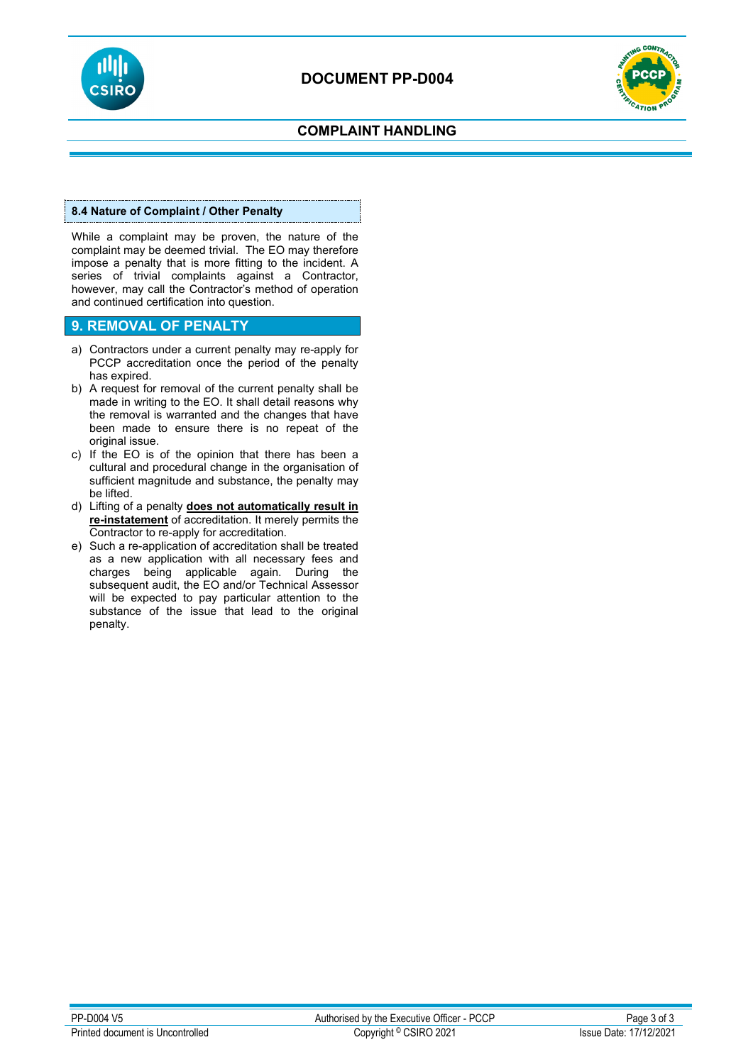### 8.4 Nature of Complaint / Other Penalty

While a complaint may be proven, the nature of the complaint may be deemed trivial. The EO may therefore impose a penalty that is more fitting to the incident. A series of trivial complaints against a Contractor, however, may call the Contractor's method of operation and continued certification into question.

## 9. REMOVAL OF PENALTY

a) Contractors under a current penalty may re-apply for PCCP accreditation once the period of the penalty has expired.

b) A request for removal of the current penalty shall be made in writing to the EO. It shall detail reasons why the removal is warranted and the changes that have been made to ensure there is no repeat of the original issue.

c) If the EO is of the opinion that there has been a cultural and procedural change in the organisation of sufficient magnitude and substance, the penalty may be lifted.

d) Lifting of a penalty **does not automatically result in re-instatement** of accreditation. It merely permits the Contractor to re-apply for accreditation.

e) Such a re-application of accreditation shall be treated as a new application with all necessary fees and charges being applicable again. During the subsequent audit, the EO and/or Technical Assessor will be expected to pay particular attention to the substance of the issue that lead to the original penalty.